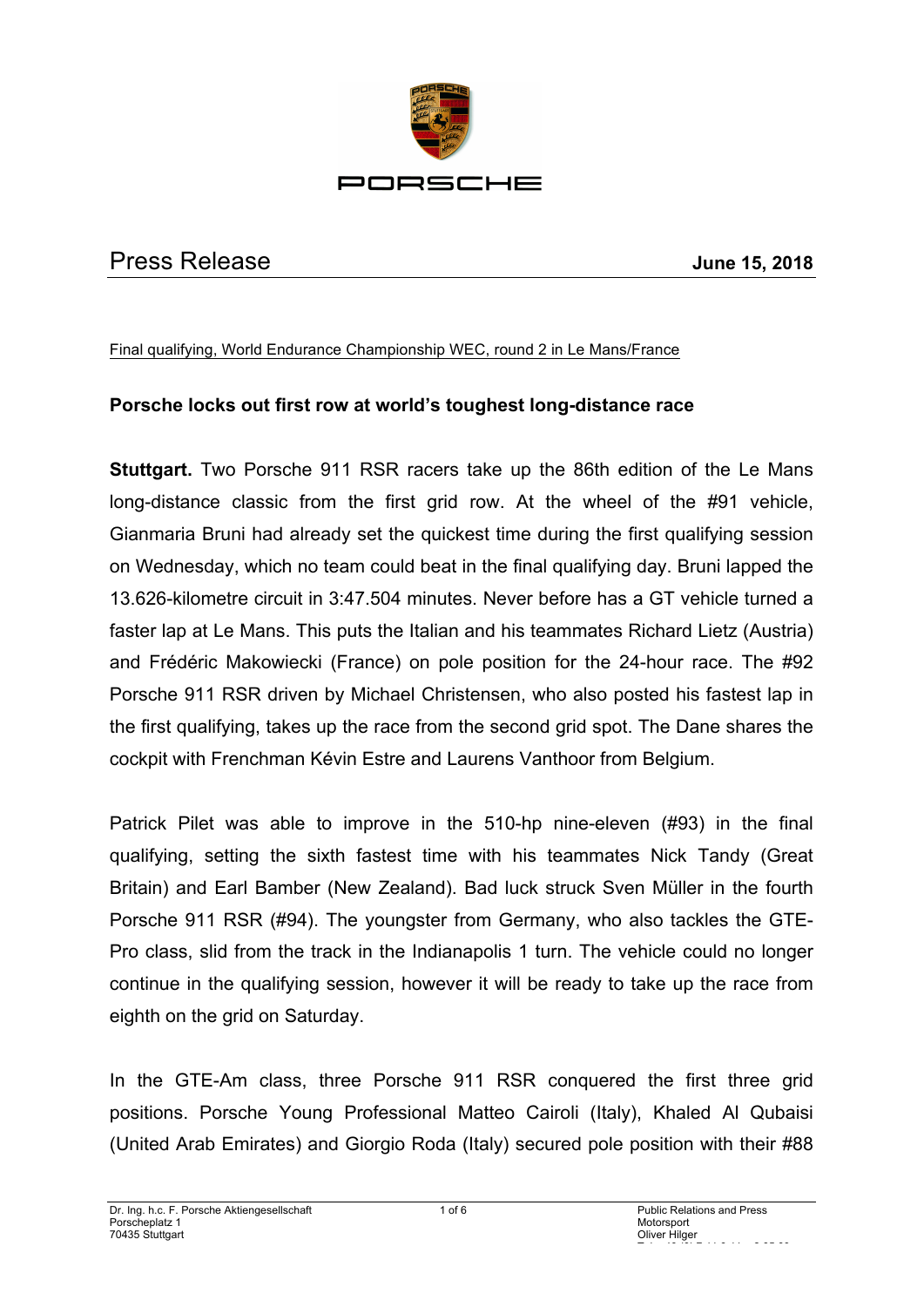# Press Release

**June 15, 2018**

Final qualifying, World Endurance Championship WEC, round 2 in Le Mans/France

## Porsche locks out first row at world's toughest long-distance race

**Stuttgart.** Two Porsche 911 RSR racers take up the 86th edition of the Le Mans long-distance classic from the first grid row. At the wheel of the #91 vehicle, Gianmaria Bruni had already set the quickest time during the first qualifying session on Wednesday, which no team could beat in the final qualifying day. Bruni lapped the 13.626-kilometre circuit in 3:47.504 minutes. Never before has a GT vehicle turned a faster lap at Le Mans. This puts the Italian and his teammates Richard Lietz (Austria) and Frédéric Makowiecki (France) on pole position for the 24-hour race. The #92 Porsche 911 RSR driven by Michael Christensen, who also posted his fastest lap in the first qualifying, takes up the race from the second grid spot. The Dane shares the cockpit with Frenchman Kévin Estre and Laurens Vanthoor from Belgium.

Patrick Pilet was able to improve in the 510-hp nine-eleven (#93) in the final qualifying, setting the sixth fastest time with his teammates Nick Tandy (Great Britain) and Earl Bamber (New Zealand). Bad luck struck Sven Müller in the fourth Porsche 911 RSR (#94). The youngster from Germany, who also tackles the GTE-Pro class, slid from the track in the Indianapolis 1 turn. The vehicle could no longer continue in the qualifying session, however it will be ready to take up the race from eighth on the grid on Saturday.

In the GTE-Am class, three Porsche 911 RSR conquered the first three grid positions. Porsche Young Professional Matteo Cairoli (Italy), Khaled Al Qubaisi (United Arab Emirates) and Giorgio Roda (Italy) secured pole position with their #88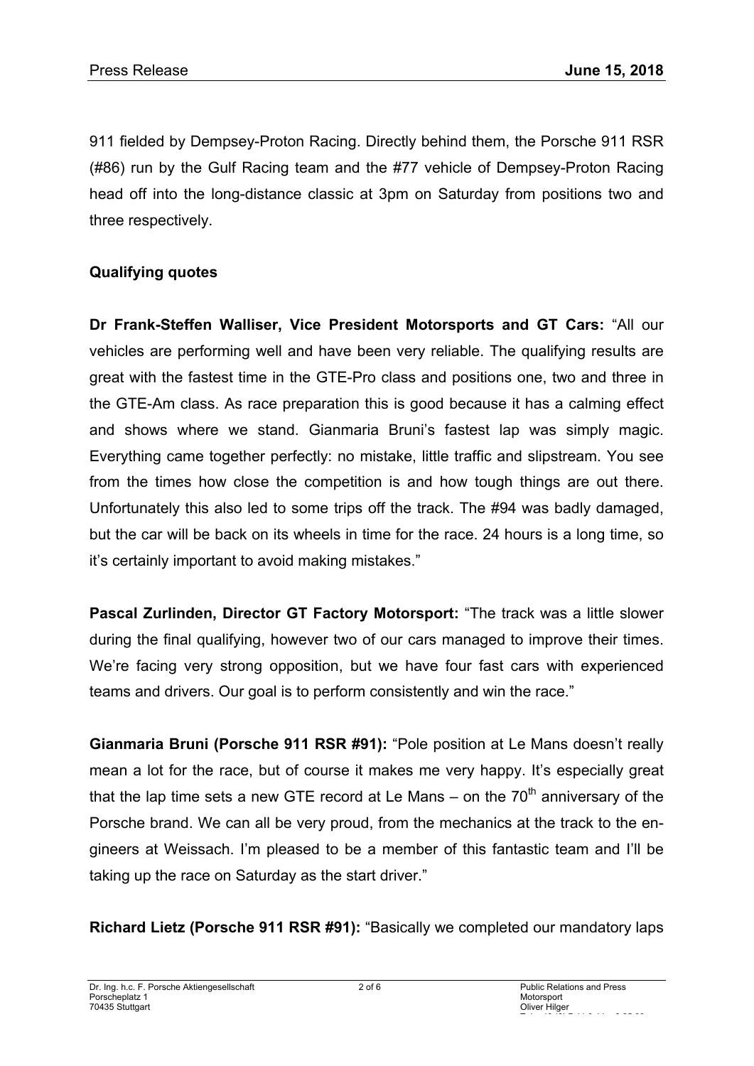911 fielded by Dempsey-Proton Racing. Directly behind them, the Porsche 911 RSR (#86) run by the Gulf Racing team and the #77 vehicle of Dempsey-Proton Racing head off into the long-distance classic at 3pm on Saturday from positions two and three respectively.

**Qualifying quotes**

**Dr Frank-Steffen Walliser, Vice President Motorsports and GT Cars:** “All our vehicles are performing well and have been very reliable. The qualifying results are great with the fastest time in the GTE-Pro class and positions one, two and three in the GTE-Am class. As race preparation this is good because it has a calming effect and shows where we stand. Gianmaria Bruni’s fastest lap was simply magic. Everything came together perfectly: no mistake, little traffic and slipstream. You see from the times how close the competition is and how tough things are out there. Unfortunately this also led to some trips off the track. The #94 was badly damaged, but the car will be back on its wheels in time for the race. 24 hours is a long time, so it’s certainly important to avoid making mistakes.”

**Pascal Zurlinden, Director GT Factory Motorsport:** “The track was a little slower during the final qualifying, however two of our cars managed to improve their times. We’re facing very strong opposition, but we have four fast cars with experienced teams and drivers. Our goal is to perform consistently and win the race.”

**Gianmaria Bruni (Porsche 911 RSR #91):** “Pole position at Le Mans doesn’t really mean a lot for the race, but of course it makes me very happy. It’s especially great that the lap time sets a new GTE record at Le Mans – on the 70th anniversary of the Porsche brand. We can all be very proud, from the mechanics at the track to the engineers at Weissach. I’m pleased to be a member of this fantastic team and I’ll be taking up the race on Saturday as the start driver.”

**Richard Lietz (Porsche 911 RSR #91):** “Basically we completed our mandatory laps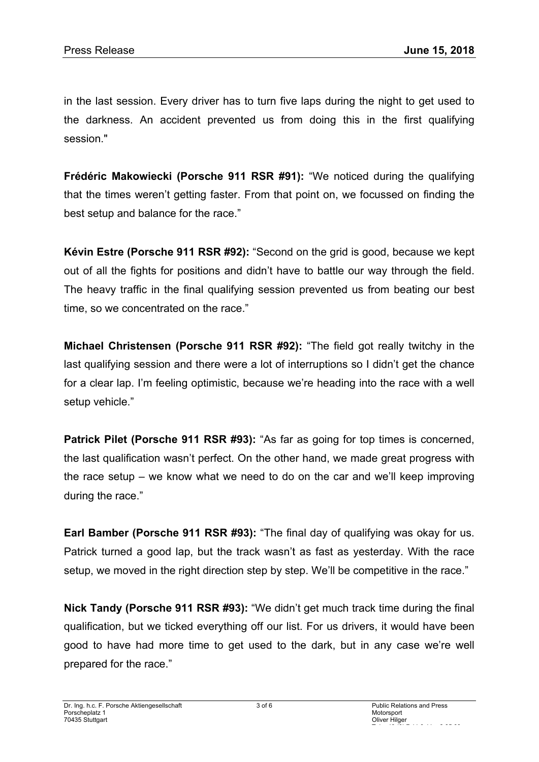in the last session. Every driver has to turn five laps during the night to get used to the darkness. An accident prevented us from doing this in the first qualifying session."

**Frédéric Makowiecki (Porsche 911 RSR #91):** “We noticed during the qualifying that the times weren’t getting faster. From that point on, we focussed on finding the best setup and balance for the race.”

**Kévin Estre (Porsche 911 RSR #92):** “Second on the grid is good, because we kept out of all the fights for positions and didn’t have to battle our way through the field. The heavy traffic in the final qualifying session prevented us from beating our best time, so we concentrated on the race.”

**Michael Christensen (Porsche 911 RSR #92):** “The field got really twitchy in the last qualifying session and there were a lot of interruptions so I didn’t get the chance for a clear lap. I’m feeling optimistic, because we’re heading into the race with a well setup vehicle.”

**Patrick Pilet (Porsche 911 RSR #93):** “As far as going for top times is concerned, the last qualification wasn’t perfect. On the other hand, we made great progress with the race setup – we know what we need to do on the car and we’ll keep improving during the race.”

**Earl Bamber (Porsche 911 RSR #93):** “The final day of qualifying was okay for us. Patrick turned a good lap, but the track wasn’t as fast as yesterday. With the race setup, we moved in the right direction step by step. We’ll be competitive in the race.”

**Nick Tandy (Porsche 911 RSR #93):** “We didn’t get much track time during the final qualification, but we ticked everything off our list. For us drivers, it would have been good to have had more time to get used to the dark, but in any case we’re well prepared for the race.”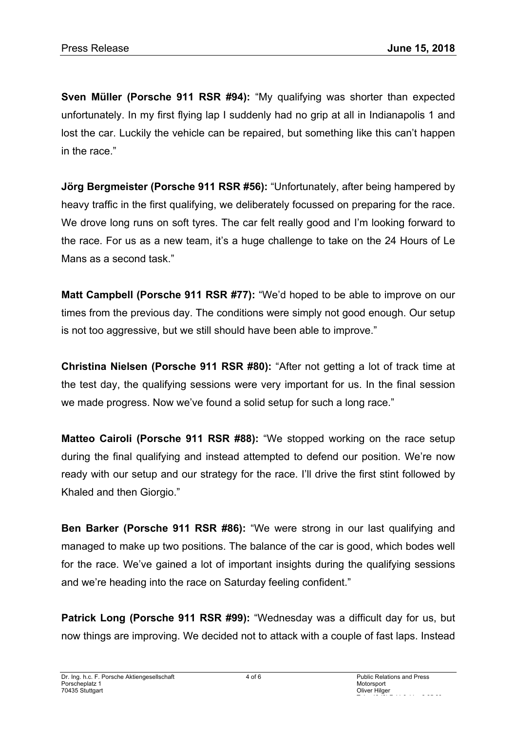**Sven Müller (Porsche 911 RSR #94):** “My qualifying was shorter than expected unfortunately. In my first flying lap I suddenly had no grip at all in Indianapolis 1 and lost the car. Luckily the vehicle can be repaired, but something like this can’t happen in the race.”

**Jörg Bergmeister (Porsche 911 RSR #56):** “Unfortunately, after being hampered by heavy traffic in the first qualifying, we deliberately focussed on preparing for the race. We drove long runs on soft tyres. The car felt really good and I’m looking forward to the race. For us as a new team, it’s a huge challenge to take on the 24 Hours of Le Mans as a second task.”

**Matt Campbell (Porsche 911 RSR #77):** “We’d hoped to be able to improve on our times from the previous day. The conditions were simply not good enough. Our setup is not too aggressive, but we still should have been able to improve.”

**Christina Nielsen (Porsche 911 RSR #80):** “After not getting a lot of track time at the test day, the qualifying sessions were very important for us. In the final session we made progress. Now we’ve found a solid setup for such a long race.”

**Matteo Cairoli (Porsche 911 RSR #88):** “We stopped working on the race setup during the final qualifying and instead attempted to defend our position. We’re now ready with our setup and our strategy for the race. I’ll drive the first stint followed by Khaled and then Giorgio.”

**Ben Barker (Porsche 911 RSR #86):** “We were strong in our last qualifying and managed to make up two positions. The balance of the car is good, which bodes well for the race. We’ve gained a lot of important insights during the qualifying sessions and we’re heading into the race on Saturday feeling confident.”

**Patrick Long (Porsche 911 RSR #99):** “Wednesday was a difficult day for us, but now things are improving. We decided not to attack with a couple of fast laps. Instead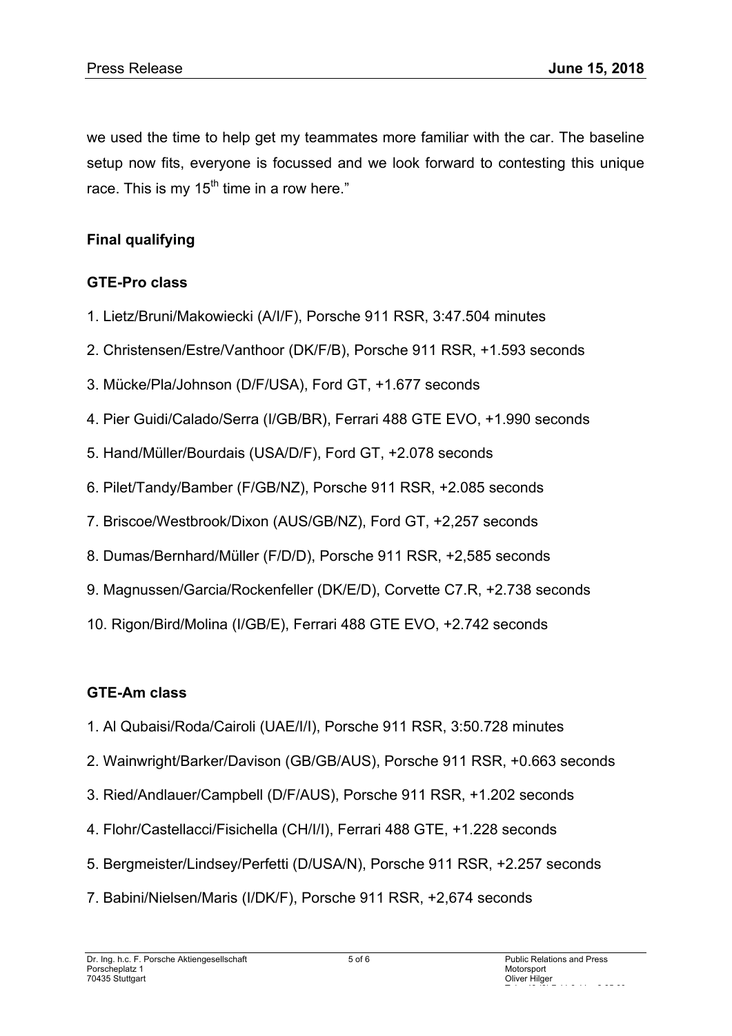we used the time to help get my teammates more familiar with the car. The baseline setup now fits, everyone is focussed and we look forward to contesting this unique race. This is my 15th time in a row here."

**Final qualifying**

**GTE-Pro class**

1. Lietz/Bruni/Makowiecki (A/I/F), Porsche 911 RSR, 3:47.504 minutes
2. Christensen/Estre/Vanthoor (DK/F/B), Porsche 911 RSR, +1.593 seconds
3. Mücke/Pla/Johnson (D/F/USA), Ford GT, +1.677 seconds
4. Pier Guidi/Calado/Serra (I/GB/BR), Ferrari 488 GTE EVO, +1.990 seconds
5. Hand/Müller/Bourdais (USA/D/F), Ford GT, +2.078 seconds
6. Pilet/Tandy/Bamber (F/GB/NZ), Porsche 911 RSR, +2.085 seconds
7. Briscoe/Westbrook/Dixon (AUS/GB/NZ), Ford GT, +2,257 seconds
8. Dumas/Bernhard/Müller (F/D/D), Porsche 911 RSR, +2,585 seconds
9. Magnussen/Garcia/Rockenfeller (DK/E/D), Corvette C7.R, +2.738 seconds
10. Rigon/Bird/Molina (I/GB/E), Ferrari 488 GTE EVO, +2.742 seconds

**GTE-Am class**

1. Al Qubaisi/Roda/Cairoli (UAE/I/I), Porsche 911 RSR, 3:50.728 minutes
2. Wainwright/Barker/Davison (GB/GB/AUS), Porsche 911 RSR, +0.663 seconds
3. Ried/Andlauer/Campbell (D/F/AUS), Porsche 911 RSR, +1.202 seconds
4. Flohr/Castellacci/Fisichella (CH/I/I), Ferrari 488 GTE, +1.228 seconds
5. Bergmeister/Lindsey/Perfetti (D/USA/N), Porsche 911 RSR, +2.257 seconds

7. Babini/Nielsen/Maris (I/DK/F), Porsche 911 RSR, +2,674 seconds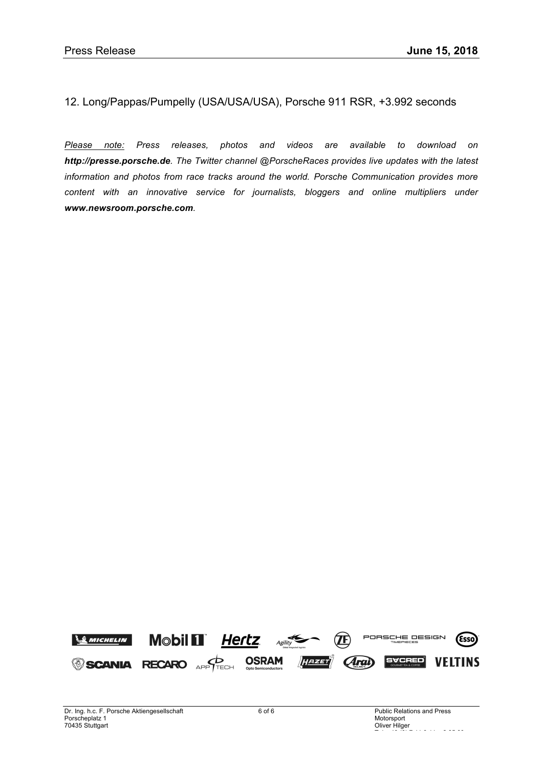12. Long/Pappas/Pumpelly (USA/USA/USA), Porsche 911 RSR, +3.992 seconds

*Please note: Press releases, photos and videos are available to download on **http://presse.porsche.de**. The Twitter channel @PorscheRaces provides live updates with the latest information and photos from race tracks around the world. Porsche Communication provides more content with an innovative service for journalists, bloggers and online multipliers under **www.newsroom.porsche.com**.*

MICHELIN Mobil 1 Hertz Agility ZF PORSCHE DESIGN TIMEPIECES Esso

SCANIA RECARO APPTECH OSRAM Opto Semiconductors HAZET Arai SACRED GOURMET TEA & COFFEE VELTINS

Dr. Ing. h.c. F. Porsche Aktiengesellschaft
Porscheplatz 1
70435 Stuttgart

Public Relations and Press
Motorsport
Oliver Hilger